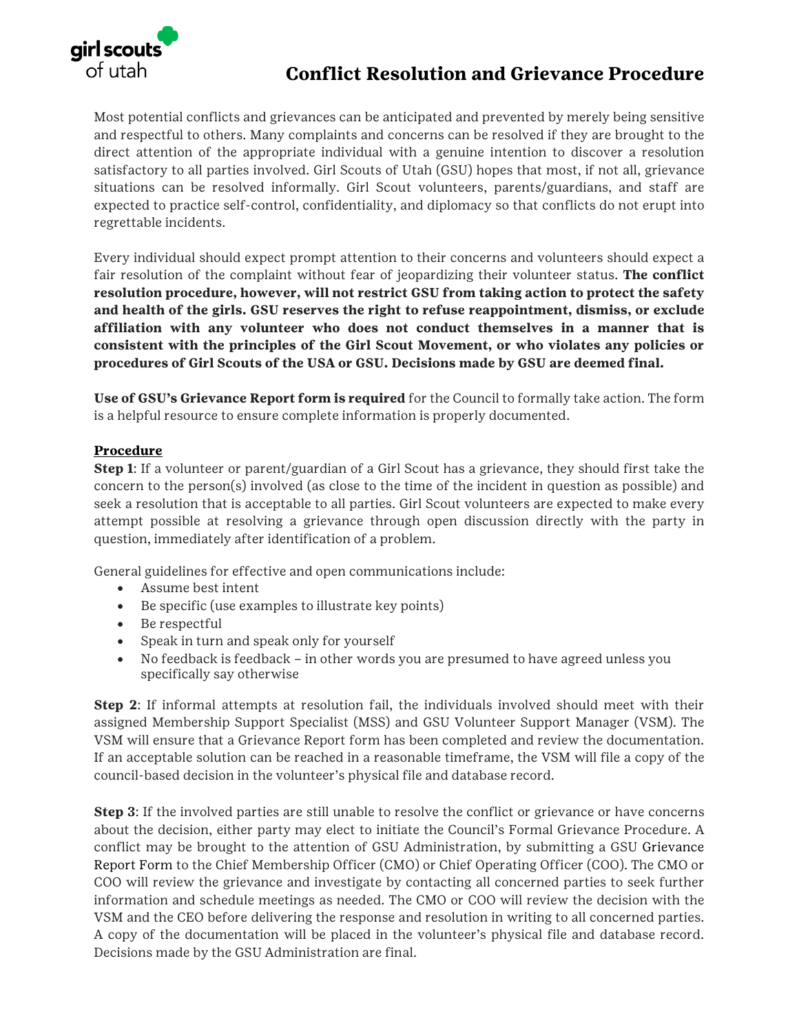# Conflict Resolution and Grievance Procedure

Most potential conflicts and grievances can be anticipated and prevented by merely being sensitive and respectful to others. Many complaints and concerns can be resolved if they are brought to the direct attention of the appropriate individual with a genuine intention to discover a resolution satisfactory to all parties involved. Girl Scouts of Utah (GSU) hopes that most, if not all, grievance situations can be resolved informally. Girl Scout volunteers, parents/guardians, and staff are expected to practice self-control, confidentiality, and diplomacy so that conflicts do not erupt into regrettable incidents.

Every individual should expect prompt attention to their concerns and volunteers should expect a fair resolution of the complaint without fear of jeopardizing their volunteer status. **The conflict resolution procedure, however, will not restrict GSU from taking action to protect the safety and health of the girls. GSU reserves the right to refuse reappointment, dismiss, or exclude affiliation with any volunteer who does not conduct themselves in a manner that is consistent with the principles of the Girl Scout Movement, or who violates any policies or procedures of Girl Scouts of the USA or GSU. Decisions made by GSU are deemed final.**

**Use of GSU's Grievance Report form is required** for the Council to formally take action. The form is a helpful resource to ensure complete information is properly documented.

## Procedure

**Step 1**: If a volunteer or parent/guardian of a Girl Scout has a grievance, they should first take the concern to the person(s) involved (as close to the time of the incident in question as possible) and seek a resolution that is acceptable to all parties. Girl Scout volunteers are expected to make every attempt possible at resolving a grievance through open discussion directly with the party in question, immediately after identification of a problem.

General guidelines for effective and open communications include:

- Assume best intent
- Be specific (use examples to illustrate key points)
- Be respectful
- Speak in turn and speak only for yourself
- No feedback is feedback – in other words you are presumed to have agreed unless you specifically say otherwise

**Step 2**: If informal attempts at resolution fail, the individuals involved should meet with their assigned Membership Support Specialist (MSS) and GSU Volunteer Support Manager (VSM). The VSM will ensure that a Grievance Report form has been completed and review the documentation. If an acceptable solution can be reached in a reasonable timeframe, the VSM will file a copy of the council-based decision in the volunteer's physical file and database record.

**Step 3**: If the involved parties are still unable to resolve the conflict or grievance or have concerns about the decision, either party may elect to initiate the Council's Formal Grievance Procedure. A conflict may be brought to the attention of GSU Administration, by submitting a GSU Grievance Report Form to the Chief Membership Officer (CMO) or Chief Operating Officer (COO). The CMO or COO will review the grievance and investigate by contacting all concerned parties to seek further information and schedule meetings as needed. The CMO or COO will review the decision with the VSM and the CEO before delivering the response and resolution in writing to all concerned parties. A copy of the documentation will be placed in the volunteer's physical file and database record. Decisions made by the GSU Administration are final.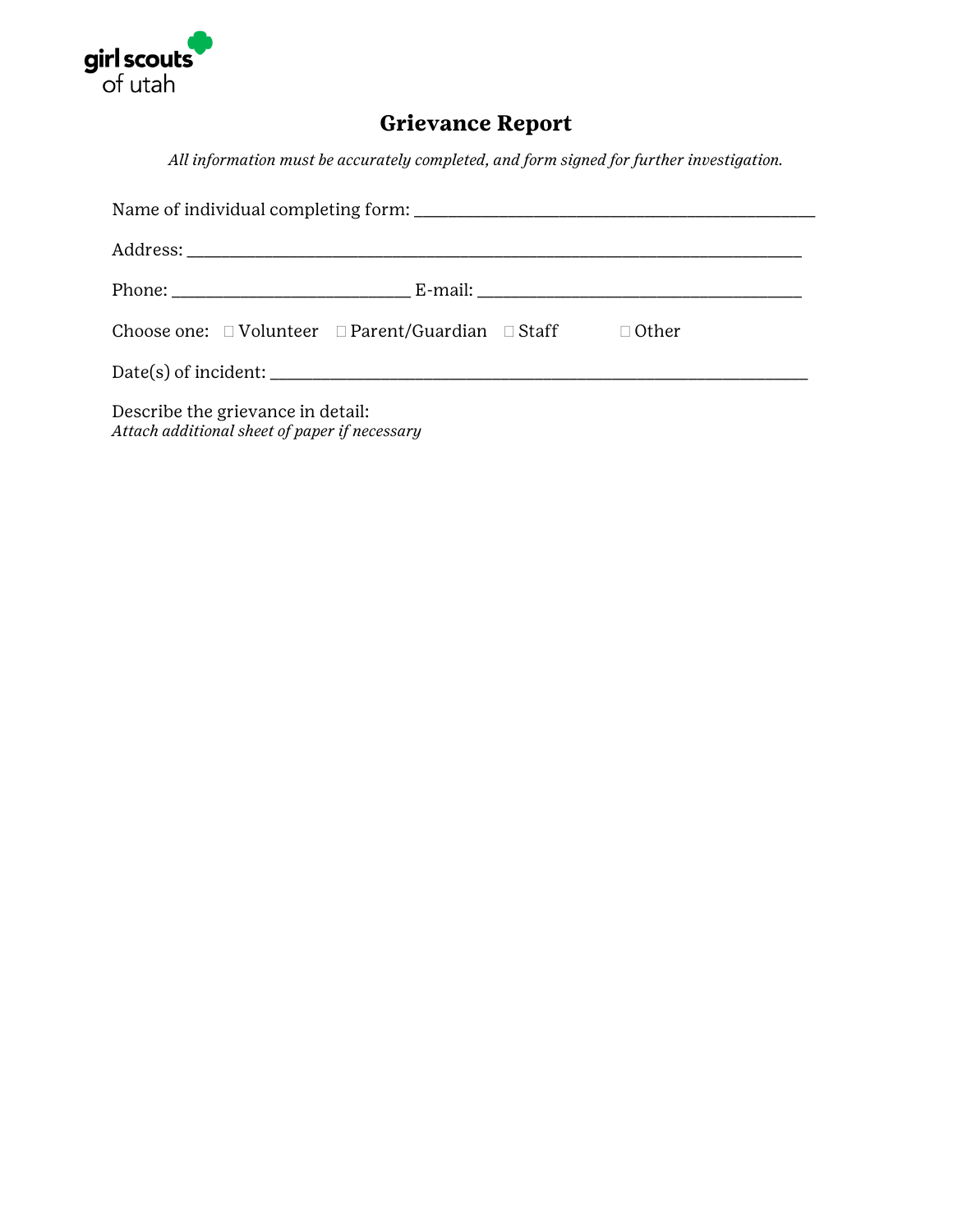girl scouts of utah

# Grievance Report

*All information must be accurately completed, and form signed for further investigation.*

Name of individual completing form: ______________________________________________

Address: ______________________________________________________________________

Phone: ___________________________ E-mail: _____________________________________

Choose one: ☐ Volunteer ☐ Parent/Guardian ☐ Staff ☐ Other

Date(s) of incident: ______________________________________________________________

Describe the grievance in detail:
*Attach additional sheet of paper if necessary*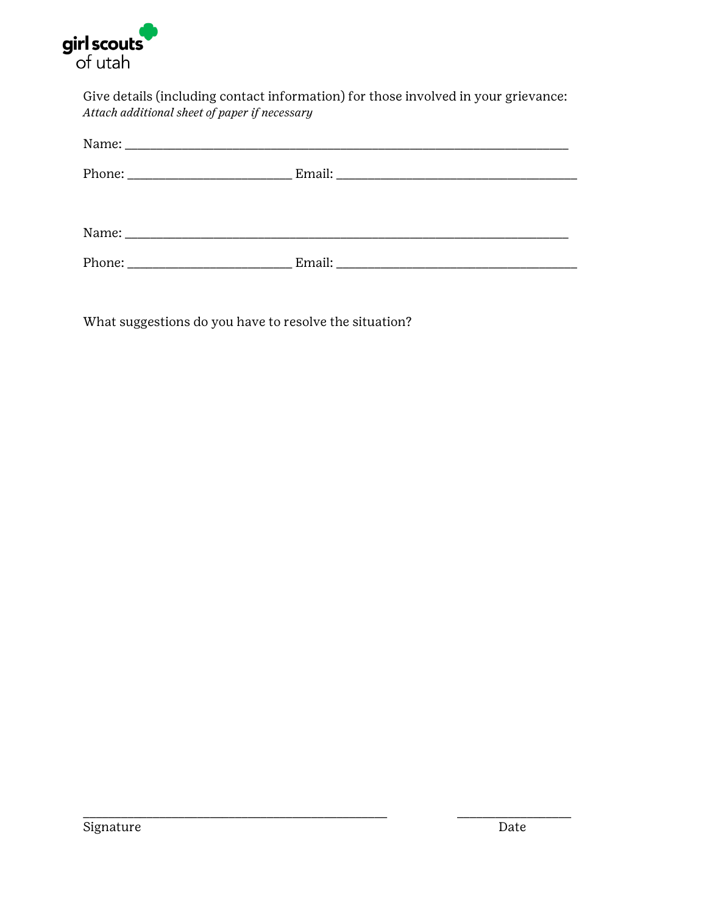Give details (including contact information) for those involved in your grievance:
*Attach additional sheet of paper if necessary*

Name: ___________________________________________________________________

Phone: ________________________ Email: ___________________________________

Name: ___________________________________________________________________

Phone: ________________________ Email: ___________________________________

What suggestions do you have to resolve the situation?

_____________________________________________ _________________

Signature Date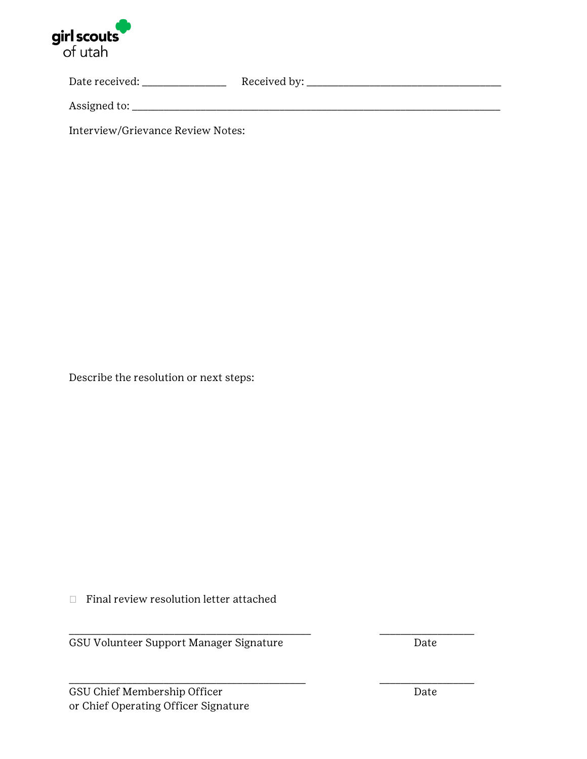girl scouts of utah

Date received: _______________ Received by: ___________________________________

Assigned to: ___________________________________________________________________

Interview/Grievance Review Notes:

Describe the resolution or next steps:

☐ Final review resolution letter attached

_____________________________________________ _________________

GSU Volunteer Support Manager Signature Date

_____________________________________________ _________________

GSU Chief Membership Officer
or Chief Operating Officer Signature Date